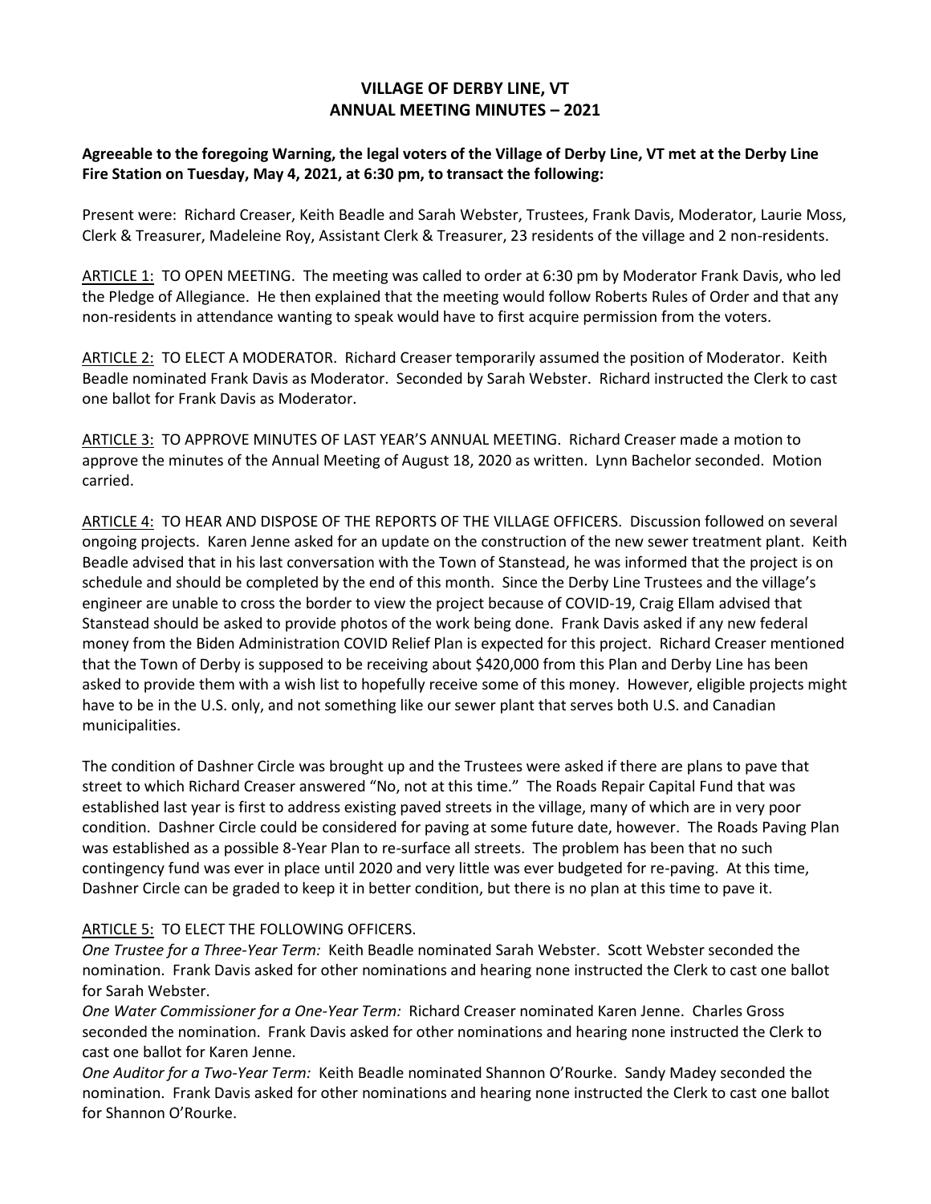# VILLAGE OF DERBY LINE, VT
# ANNUAL MEETING MINUTES – 2021

**Agreeable to the foregoing Warning, the legal voters of the Village of Derby Line, VT met at the Derby Line Fire Station on Tuesday, May 4, 2021, at 6:30 pm, to transact the following:**

Present were: Richard Creaser, Keith Beadle and Sarah Webster, Trustees, Frank Davis, Moderator, Laurie Moss, Clerk & Treasurer, Madeleine Roy, Assistant Clerk & Treasurer, 23 residents of the village and 2 non-residents.

<u>ARTICLE 1:</u> TO OPEN MEETING. The meeting was called to order at 6:30 pm by Moderator Frank Davis, who led the Pledge of Allegiance. He then explained that the meeting would follow Roberts Rules of Order and that any non-residents in attendance wanting to speak would have to first acquire permission from the voters.

<u>ARTICLE 2:</u> TO ELECT A MODERATOR. Richard Creaser temporarily assumed the position of Moderator. Keith Beadle nominated Frank Davis as Moderator. Seconded by Sarah Webster. Richard instructed the Clerk to cast one ballot for Frank Davis as Moderator.

<u>ARTICLE 3:</u> TO APPROVE MINUTES OF LAST YEAR'S ANNUAL MEETING. Richard Creaser made a motion to approve the minutes of the Annual Meeting of August 18, 2020 as written. Lynn Bachelor seconded. Motion carried.

<u>ARTICLE 4:</u> TO HEAR AND DISPOSE OF THE REPORTS OF THE VILLAGE OFFICERS. Discussion followed on several ongoing projects. Karen Jenne asked for an update on the construction of the new sewer treatment plant. Keith Beadle advised that in his last conversation with the Town of Stanstead, he was informed that the project is on schedule and should be completed by the end of this month. Since the Derby Line Trustees and the village's engineer are unable to cross the border to view the project because of COVID-19, Craig Ellam advised that Stanstead should be asked to provide photos of the work being done. Frank Davis asked if any new federal money from the Biden Administration COVID Relief Plan is expected for this project. Richard Creaser mentioned that the Town of Derby is supposed to be receiving about $420,000 from this Plan and Derby Line has been asked to provide them with a wish list to hopefully receive some of this money. However, eligible projects might have to be in the U.S. only, and not something like our sewer plant that serves both U.S. and Canadian municipalities.

The condition of Dashner Circle was brought up and the Trustees were asked if there are plans to pave that street to which Richard Creaser answered "No, not at this time." The Roads Repair Capital Fund that was established last year is first to address existing paved streets in the village, many of which are in very poor condition. Dashner Circle could be considered for paving at some future date, however. The Roads Paving Plan was established as a possible 8-Year Plan to re-surface all streets. The problem has been that no such contingency fund was ever in place until 2020 and very little was ever budgeted for re-paving. At this time, Dashner Circle can be graded to keep it in better condition, but there is no plan at this time to pave it.

<u>ARTICLE 5:</u> TO ELECT THE FOLLOWING OFFICERS.

*One Trustee for a Three-Year Term:* Keith Beadle nominated Sarah Webster. Scott Webster seconded the nomination. Frank Davis asked for other nominations and hearing none instructed the Clerk to cast one ballot for Sarah Webster.

*One Water Commissioner for a One-Year Term:* Richard Creaser nominated Karen Jenne. Charles Gross seconded the nomination. Frank Davis asked for other nominations and hearing none instructed the Clerk to cast one ballot for Karen Jenne.

*One Auditor for a Two-Year Term:* Keith Beadle nominated Shannon O'Rourke. Sandy Madey seconded the nomination. Frank Davis asked for other nominations and hearing none instructed the Clerk to cast one ballot for Shannon O'Rourke.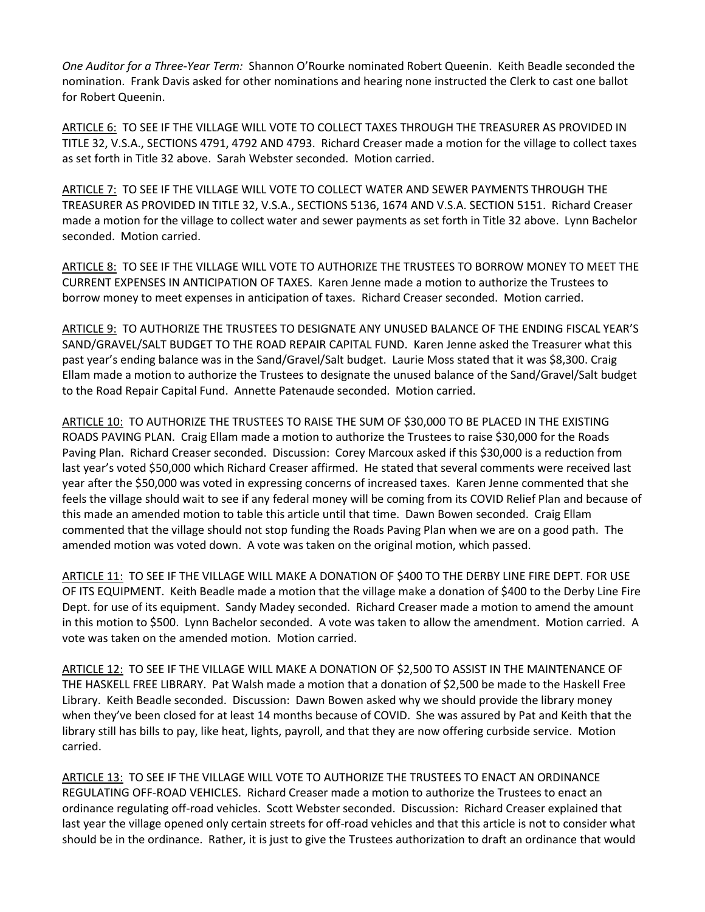*One Auditor for a Three-Year Term:* Shannon O'Rourke nominated Robert Queenin. Keith Beadle seconded the nomination. Frank Davis asked for other nominations and hearing none instructed the Clerk to cast one ballot for Robert Queenin.

<u>ARTICLE 6:</u> TO SEE IF THE VILLAGE WILL VOTE TO COLLECT TAXES THROUGH THE TREASURER AS PROVIDED IN TITLE 32, V.S.A., SECTIONS 4791, 4792 AND 4793. Richard Creaser made a motion for the village to collect taxes as set forth in Title 32 above. Sarah Webster seconded. Motion carried.

<u>ARTICLE 7:</u> TO SEE IF THE VILLAGE WILL VOTE TO COLLECT WATER AND SEWER PAYMENTS THROUGH THE TREASURER AS PROVIDED IN TITLE 32, V.S.A., SECTIONS 5136, 1674 AND V.S.A. SECTION 5151. Richard Creaser made a motion for the village to collect water and sewer payments as set forth in Title 32 above. Lynn Bachelor seconded. Motion carried.

<u>ARTICLE 8:</u> TO SEE IF THE VILLAGE WILL VOTE TO AUTHORIZE THE TRUSTEES TO BORROW MONEY TO MEET THE CURRENT EXPENSES IN ANTICIPATION OF TAXES. Karen Jenne made a motion to authorize the Trustees to borrow money to meet expenses in anticipation of taxes. Richard Creaser seconded. Motion carried.

<u>ARTICLE 9:</u> TO AUTHORIZE THE TRUSTEES TO DESIGNATE ANY UNUSED BALANCE OF THE ENDING FISCAL YEAR'S SAND/GRAVEL/SALT BUDGET TO THE ROAD REPAIR CAPITAL FUND. Karen Jenne asked the Treasurer what this past year's ending balance was in the Sand/Gravel/Salt budget. Laurie Moss stated that it was $8,300. Craig Ellam made a motion to authorize the Trustees to designate the unused balance of the Sand/Gravel/Salt budget to the Road Repair Capital Fund. Annette Patenaude seconded. Motion carried.

<u>ARTICLE 10:</u> TO AUTHORIZE THE TRUSTEES TO RAISE THE SUM OF $30,000 TO BE PLACED IN THE EXISTING ROADS PAVING PLAN. Craig Ellam made a motion to authorize the Trustees to raise $30,000 for the Roads Paving Plan. Richard Creaser seconded. Discussion: Corey Marcoux asked if this $30,000 is a reduction from last year's voted $50,000 which Richard Creaser affirmed. He stated that several comments were received last year after the $50,000 was voted in expressing concerns of increased taxes. Karen Jenne commented that she feels the village should wait to see if any federal money will be coming from its COVID Relief Plan and because of this made an amended motion to table this article until that time. Dawn Bowen seconded. Craig Ellam commented that the village should not stop funding the Roads Paving Plan when we are on a good path. The amended motion was voted down. A vote was taken on the original motion, which passed.

<u>ARTICLE 11:</u> TO SEE IF THE VILLAGE WILL MAKE A DONATION OF $400 TO THE DERBY LINE FIRE DEPT. FOR USE OF ITS EQUIPMENT. Keith Beadle made a motion that the village make a donation of $400 to the Derby Line Fire Dept. for use of its equipment. Sandy Madey seconded. Richard Creaser made a motion to amend the amount in this motion to $500. Lynn Bachelor seconded. A vote was taken to allow the amendment. Motion carried. A vote was taken on the amended motion. Motion carried.

<u>ARTICLE 12:</u> TO SEE IF THE VILLAGE WILL MAKE A DONATION OF $2,500 TO ASSIST IN THE MAINTENANCE OF THE HASKELL FREE LIBRARY. Pat Walsh made a motion that a donation of $2,500 be made to the Haskell Free Library. Keith Beadle seconded. Discussion: Dawn Bowen asked why we should provide the library money when they've been closed for at least 14 months because of COVID. She was assured by Pat and Keith that the library still has bills to pay, like heat, lights, payroll, and that they are now offering curbside service. Motion carried.

<u>ARTICLE 13:</u> TO SEE IF THE VILLAGE WILL VOTE TO AUTHORIZE THE TRUSTEES TO ENACT AN ORDINANCE REGULATING OFF-ROAD VEHICLES. Richard Creaser made a motion to authorize the Trustees to enact an ordinance regulating off-road vehicles. Scott Webster seconded. Discussion: Richard Creaser explained that last year the village opened only certain streets for off-road vehicles and that this article is not to consider what should be in the ordinance. Rather, it is just to give the Trustees authorization to draft an ordinance that would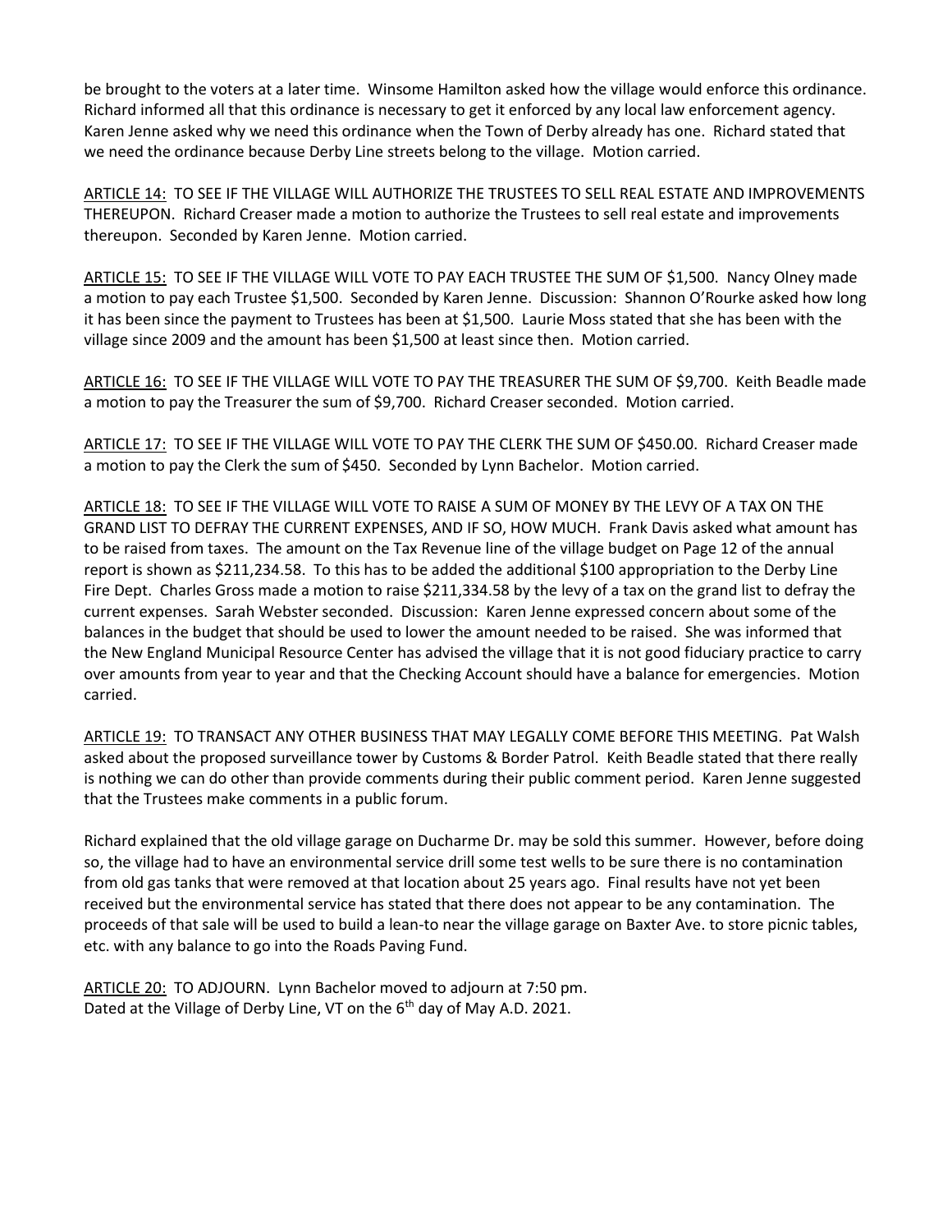be brought to the voters at a later time. Winsome Hamilton asked how the village would enforce this ordinance. Richard informed all that this ordinance is necessary to get it enforced by any local law enforcement agency. Karen Jenne asked why we need this ordinance when the Town of Derby already has one. Richard stated that we need the ordinance because Derby Line streets belong to the village. Motion carried.

<u>ARTICLE 14:</u> TO SEE IF THE VILLAGE WILL AUTHORIZE THE TRUSTEES TO SELL REAL ESTATE AND IMPROVEMENTS THEREUPON. Richard Creaser made a motion to authorize the Trustees to sell real estate and improvements thereupon. Seconded by Karen Jenne. Motion carried.

<u>ARTICLE 15:</u> TO SEE IF THE VILLAGE WILL VOTE TO PAY EACH TRUSTEE THE SUM OF $1,500. Nancy Olney made a motion to pay each Trustee $1,500. Seconded by Karen Jenne. Discussion: Shannon O'Rourke asked how long it has been since the payment to Trustees has been at $1,500. Laurie Moss stated that she has been with the village since 2009 and the amount has been $1,500 at least since then. Motion carried.

<u>ARTICLE 16:</u> TO SEE IF THE VILLAGE WILL VOTE TO PAY THE TREASURER THE SUM OF $9,700. Keith Beadle made a motion to pay the Treasurer the sum of $9,700. Richard Creaser seconded. Motion carried.

<u>ARTICLE 17:</u> TO SEE IF THE VILLAGE WILL VOTE TO PAY THE CLERK THE SUM OF $450.00. Richard Creaser made a motion to pay the Clerk the sum of $450. Seconded by Lynn Bachelor. Motion carried.

<u>ARTICLE 18:</u> TO SEE IF THE VILLAGE WILL VOTE TO RAISE A SUM OF MONEY BY THE LEVY OF A TAX ON THE GRAND LIST TO DEFRAY THE CURRENT EXPENSES, AND IF SO, HOW MUCH. Frank Davis asked what amount has to be raised from taxes. The amount on the Tax Revenue line of the village budget on Page 12 of the annual report is shown as $211,234.58. To this has to be added the additional $100 appropriation to the Derby Line Fire Dept. Charles Gross made a motion to raise $211,334.58 by the levy of a tax on the grand list to defray the current expenses. Sarah Webster seconded. Discussion: Karen Jenne expressed concern about some of the balances in the budget that should be used to lower the amount needed to be raised. She was informed that the New England Municipal Resource Center has advised the village that it is not good fiduciary practice to carry over amounts from year to year and that the Checking Account should have a balance for emergencies. Motion carried.

<u>ARTICLE 19:</u> TO TRANSACT ANY OTHER BUSINESS THAT MAY LEGALLY COME BEFORE THIS MEETING. Pat Walsh asked about the proposed surveillance tower by Customs & Border Patrol. Keith Beadle stated that there really is nothing we can do other than provide comments during their public comment period. Karen Jenne suggested that the Trustees make comments in a public forum.

Richard explained that the old village garage on Ducharme Dr. may be sold this summer. However, before doing so, the village had to have an environmental service drill some test wells to be sure there is no contamination from old gas tanks that were removed at that location about 25 years ago. Final results have not yet been received but the environmental service has stated that there does not appear to be any contamination. The proceeds of that sale will be used to build a lean-to near the village garage on Baxter Ave. to store picnic tables, etc. with any balance to go into the Roads Paving Fund.

<u>ARTICLE 20:</u> TO ADJOURN. Lynn Bachelor moved to adjourn at 7:50 pm.
Dated at the Village of Derby Line, VT on the 6th day of May A.D. 2021.